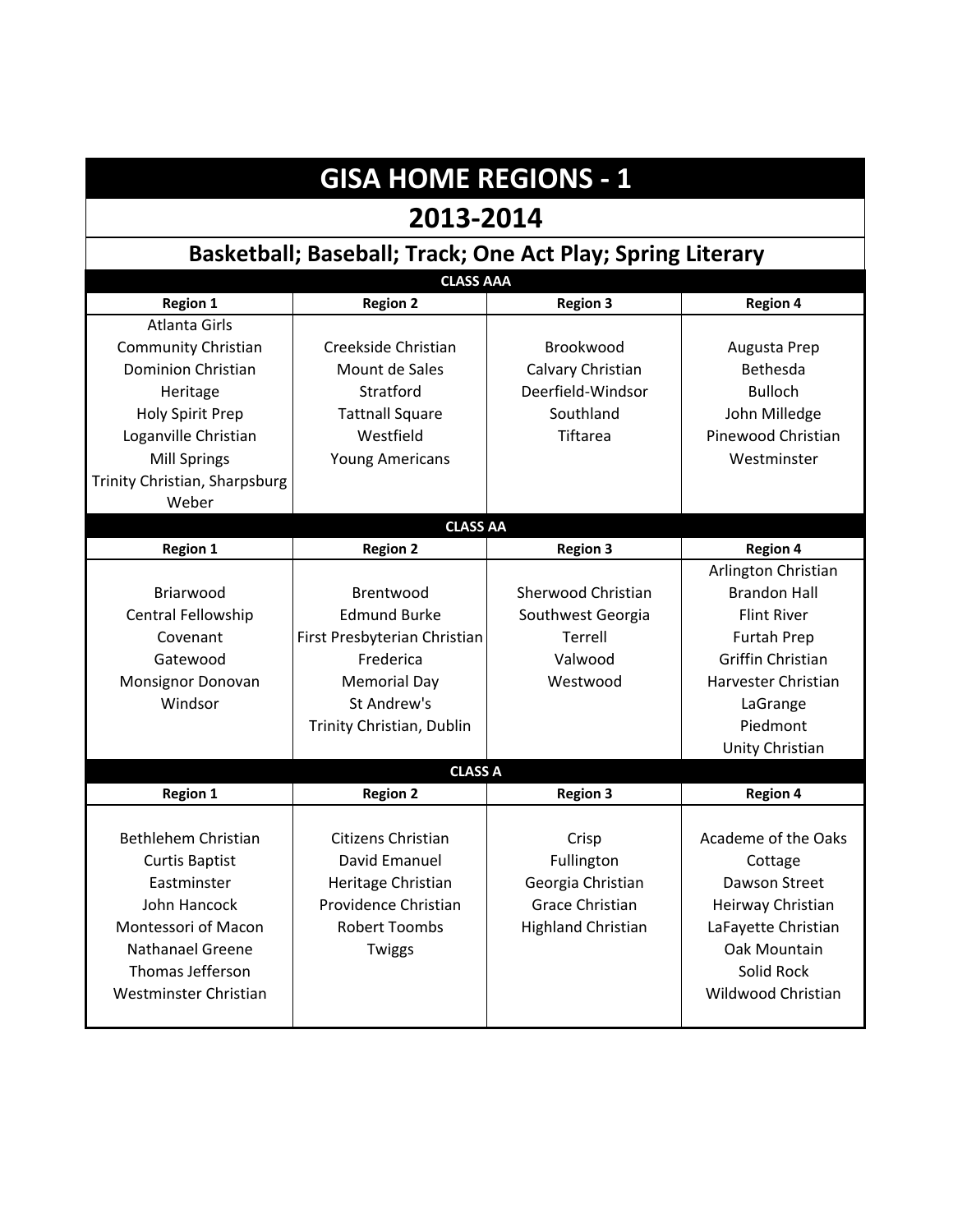# GISA HOME REGIONS - 1

## 2013-2014

### Basketball; Baseball; Track; One Act Play; Spring Literary

| CLASS AAA | | | |
|---|---|---|---|
| **Region 1** | **Region 2** | **Region 3** | **Region 4** |
| Atlanta Girls | | | |
| Community Christian | Creekside Christian | Brookwood | Augusta Prep |
| Dominion Christian | Mount de Sales | Calvary Christian | Bethesda |
| Heritage | Stratford | Deerfield-Windsor | Bulloch |
| Holy Spirit Prep | Tattnall Square | Southland | John Milledge |
| Loganville Christian | Westfield | Tiftarea | Pinewood Christian |
| Mill Springs | Young Americans | | Westminster |
| Trinity Christian, Sharpsburg | | | |
| Weber | | | |
| **CLASS AA** | | | |
| **Region 1** | **Region 2** | **Region 3** | **Region 4** |
| | | | Arlington Christian |
| Briarwood | Brentwood | Sherwood Christian | Brandon Hall |
| Central Fellowship | Edmund Burke | Southwest Georgia | Flint River |
| Covenant | First Presbyterian Christian | Terrell | Furtah Prep |
| Gatewood | Frederica | Valwood | Griffin Christian |
| Monsignor Donovan | Memorial Day | Westwood | Harvester Christian |
| Windsor | St Andrew's | | LaGrange |
| | Trinity Christian, Dublin | | Piedmont |
| | | | Unity Christian |
| **CLASS A** | | | |
| **Region 1** | **Region 2** | **Region 3** | **Region 4** |
| Bethlehem Christian | Citizens Christian | Crisp | Academe of the Oaks |
| Curtis Baptist | David Emanuel | Fullington | Cottage |
| Eastminster | Heritage Christian | Georgia Christian | Dawson Street |
| John Hancock | Providence Christian | Grace Christian | Heirway Christian |
| Montessori of Macon | Robert Toombs | Highland Christian | LaFayette Christian |
| Nathanael Greene | Twiggs | | Oak Mountain |
| Thomas Jefferson | | | Solid Rock |
| Westminster Christian | | | Wildwood Christian |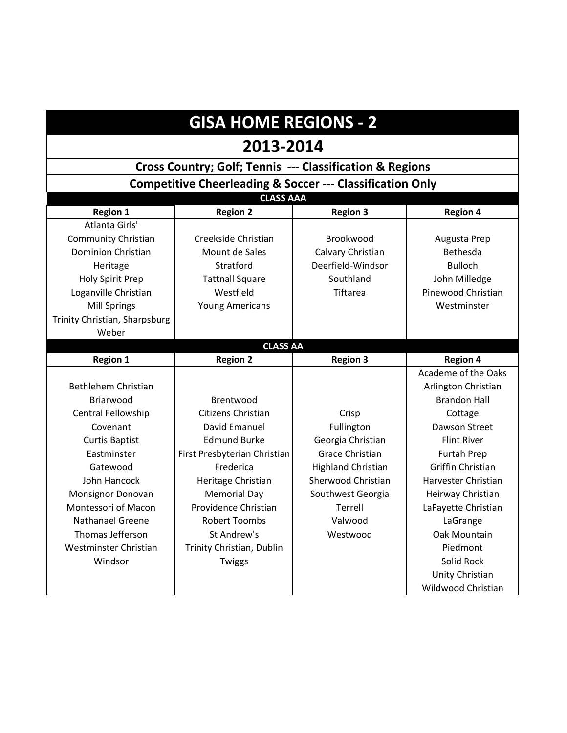# GISA HOME REGIONS - 2

## 2013-2014

**Cross Country; Golf; Tennis --- Classification & Regions**

**Competitive Cheerleading & Soccer --- Classification Only**

### CLASS AAA

| Region 1 | Region 2 | Region 3 | Region 4 |
|---|---|---|---|
| Atlanta Girls' | | | |
| Community Christian | Creekside Christian | Brookwood | Augusta Prep |
| Dominion Christian | Mount de Sales | Calvary Christian | Bethesda |
| Heritage | Stratford | Deerfield-Windsor | Bulloch |
| Holy Spirit Prep | Tattnall Square | Southland | John Milledge |
| Loganville Christian | Westfield | Tiftarea | Pinewood Christian |
| Mill Springs | Young Americans | | Westminster |
| Trinity Christian, Sharpsburg | | | |
| Weber | | | |

### CLASS AA

| Region 1 | Region 2 | Region 3 | Region 4 |
|---|---|---|---|
| | | | Academe of the Oaks |
| Bethlehem Christian | | | Arlington Christian |
| Briarwood | Brentwood | | Brandon Hall |
| Central Fellowship | Citizens Christian | Crisp | Cottage |
| Covenant | David Emanuel | Fullington | Dawson Street |
| Curtis Baptist | Edmund Burke | Georgia Christian | Flint River |
| Eastminster | First Presbyterian Christian | Grace Christian | Furtah Prep |
| Gatewood | Frederica | Highland Christian | Griffin Christian |
| John Hancock | Heritage Christian | Sherwood Christian | Harvester Christian |
| Monsignor Donovan | Memorial Day | Southwest Georgia | Heirway Christian |
| Montessori of Macon | Providence Christian | Terrell | LaFayette Christian |
| Nathanael Greene | Robert Toombs | Valwood | LaGrange |
| Thomas Jefferson | St Andrew's | Westwood | Oak Mountain |
| Westminster Christian | Trinity Christian, Dublin | | Piedmont |
| Windsor | Twiggs | | Solid Rock |
| | | | Unity Christian |
| | | | Wildwood Christian |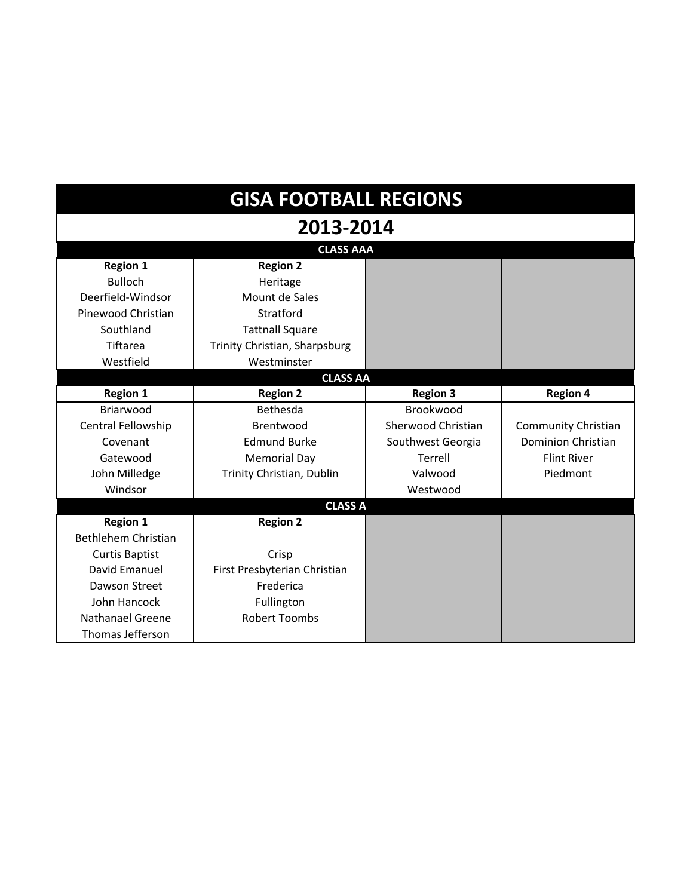# GISA FOOTBALL REGIONS

## 2013-2014

### CLASS AAA

| Region 1 | Region 2 | | |
|---|---|---|---|
| Bulloch | Heritage | | |
| Deerfield-Windsor | Mount de Sales | | |
| Pinewood Christian | Stratford | | |
| Southland | Tattnall Square | | |
| Tiftarea | Trinity Christian, Sharpsburg | | |
| Westfield | Westminster | | |

### CLASS AA

| Region 1 | Region 2 | Region 3 | Region 4 |
|---|---|---|---|
| Briarwood | Bethesda | Brookwood | |
| Central Fellowship | Brentwood | Sherwood Christian | Community Christian |
| Covenant | Edmund Burke | Southwest Georgia | Dominion Christian |
| Gatewood | Memorial Day | Terrell | Flint River |
| John Milledge | Trinity Christian, Dublin | Valwood | Piedmont |
| Windsor | | Westwood | |

### CLASS A

| Region 1 | Region 2 | | |
|---|---|---|---|
| Bethlehem Christian | | | |
| Curtis Baptist | Crisp | | |
| David Emanuel | First Presbyterian Christian | | |
| Dawson Street | Frederica | | |
| John Hancock | Fullington | | |
| Nathanael Greene | Robert Toombs | | |
| Thomas Jefferson | | | |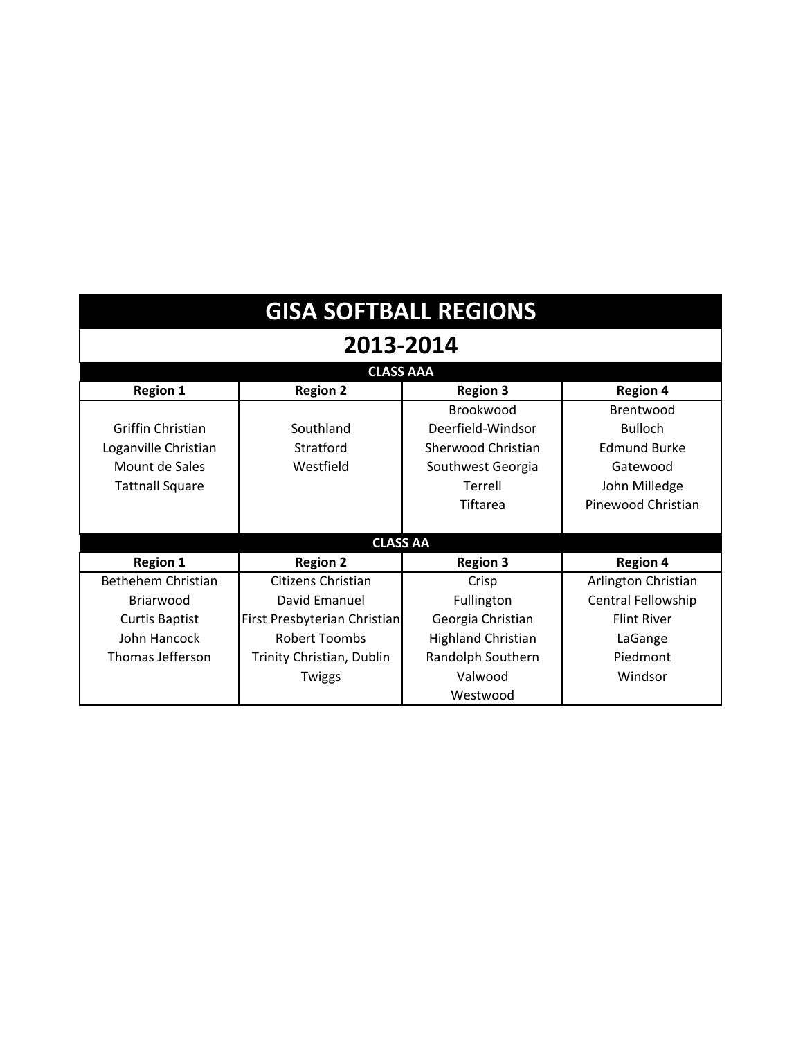# GISA SOFTBALL REGIONS

## 2013-2014

### CLASS AAA

| Region 1 | Region 2 | Region 3 | Region 4 |
|---|---|---|---|
| | | Brookwood | Brentwood |
| Griffin Christian | Southland | Deerfield-Windsor | Bulloch |
| Loganville Christian | Stratford | Sherwood Christian | Edmund Burke |
| Mount de Sales | Westfield | Southwest Georgia | Gatewood |
| Tattnall Square | | Terrell | John Milledge |
| | | Tiftarea | Pinewood Christian |

### CLASS AA

| Region 1 | Region 2 | Region 3 | Region 4 |
|---|---|---|---|
| Bethehem Christian | Citizens Christian | Crisp | Arlington Christian |
| Briarwood | David Emanuel | Fullington | Central Fellowship |
| Curtis Baptist | First Presbyterian Christian | Georgia Christian | Flint River |
| John Hancock | Robert Toombs | Highland Christian | LaGange |
| Thomas Jefferson | Trinity Christian, Dublin | Randolph Southern | Piedmont |
| | Twiggs | Valwood | Windsor |
| | | Westwood | |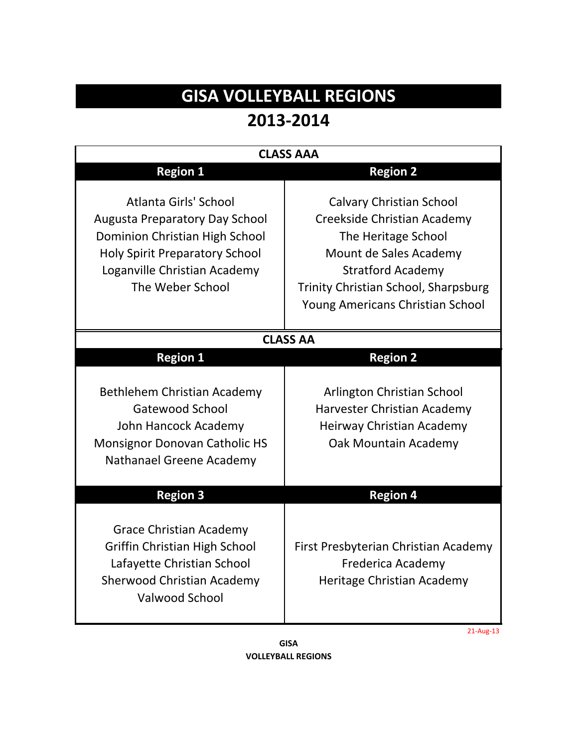# GISA VOLLEYBALL REGIONS

## 2013-2014

### CLASS AAA

| Region 1 | Region 2 |
|---|---|
| Atlanta Girls' School<br>Augusta Preparatory Day School<br>Dominion Christian High School<br>Holy Spirit Preparatory School<br>Loganville Christian Academy<br>The Weber School | Calvary Christian School<br>Creekside Christian Academy<br>The Heritage School<br>Mount de Sales Academy<br>Stratford Academy<br>Trinity Christian School, Sharpsburg<br>Young Americans Christian School |

### CLASS AA

| Region 1 | Region 2 |
|---|---|
| Bethlehem Christian Academy<br>Gatewood School<br>John Hancock Academy<br>Monsignor Donovan Catholic HS<br>Nathanael Greene Academy | Arlington Christian School<br>Harvester Christian Academy<br>Heirway Christian Academy<br>Oak Mountain Academy |

| Region 3 | Region 4 |
|---|---|
| Grace Christian Academy<br>Griffin Christian High School<br>Lafayette Christian School<br>Sherwood Christian Academy<br>Valwood School | First Presbyterian Christian Academy<br>Frederica Academy<br>Heritage Christian Academy |

21-Aug-13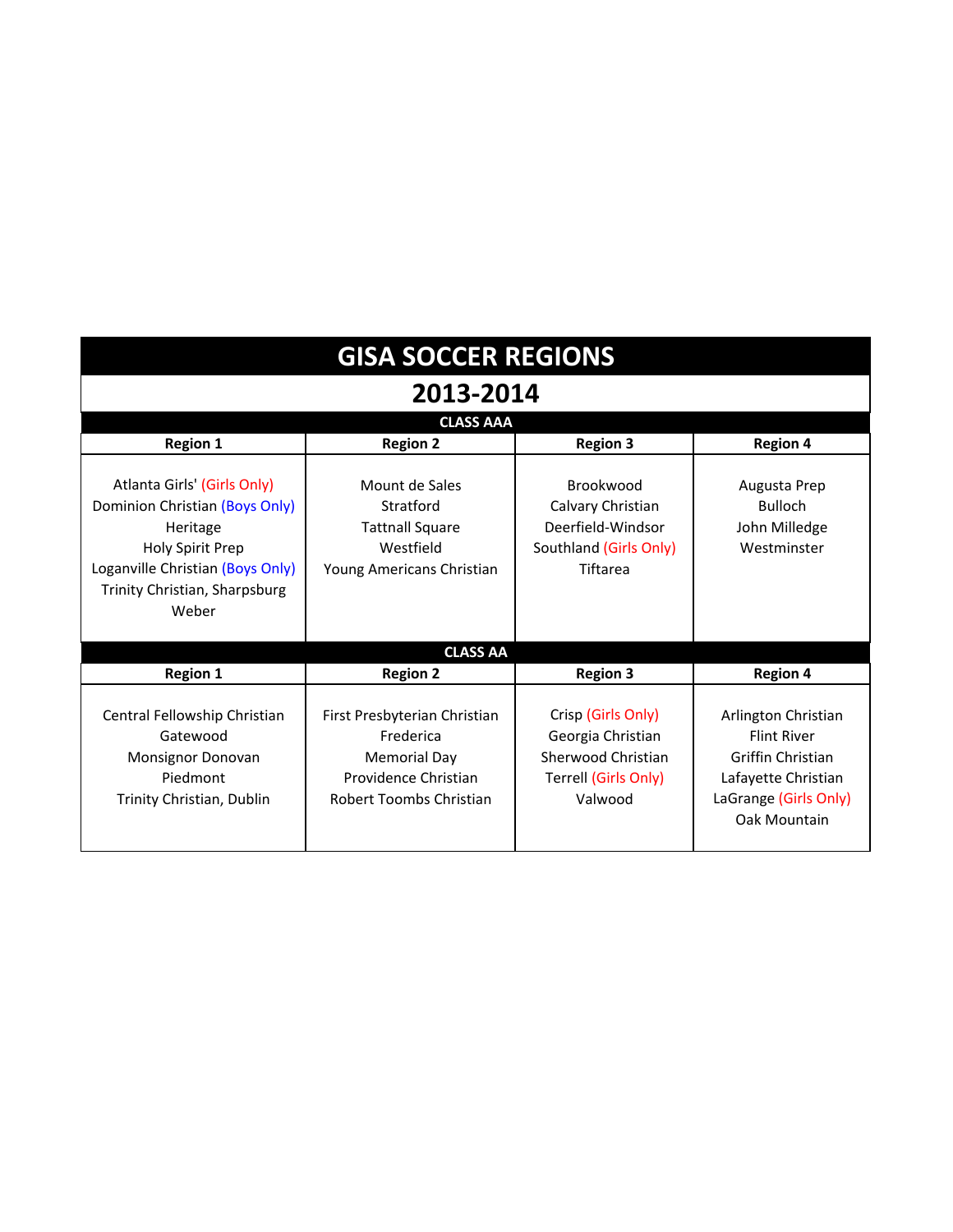# GISA SOCCER REGIONS

## 2013-2014

### CLASS AAA

| Region 1 | Region 2 | Region 3 | Region 4 |
|---|---|---|---|
| Atlanta Girls' (Girls Only) | Mount de Sales | Brookwood | Augusta Prep |
| Dominion Christian (Boys Only) | Stratford | Calvary Christian | Bulloch |
| Heritage | Tattnall Square | Deerfield-Windsor | John Milledge |
| Holy Spirit Prep | Westfield | Southland (Girls Only) | Westminster |
| Loganville Christian (Boys Only) | Young Americans Christian | Tiftarea | |
| Trinity Christian, Sharpsburg | | | |
| Weber | | | |

### CLASS AA

| Region 1 | Region 2 | Region 3 | Region 4 |
|---|---|---|---|
| Central Fellowship Christian | First Presbyterian Christian | Crisp (Girls Only) | Arlington Christian |
| Gatewood | Frederica | Georgia Christian | Flint River |
| Monsignor Donovan | Memorial Day | Sherwood Christian | Griffin Christian |
| Piedmont | Providence Christian | Terrell (Girls Only) | Lafayette Christian |
| Trinity Christian, Dublin | Robert Toombs Christian | Valwood | LaGrange (Girls Only) |
| | | | Oak Mountain |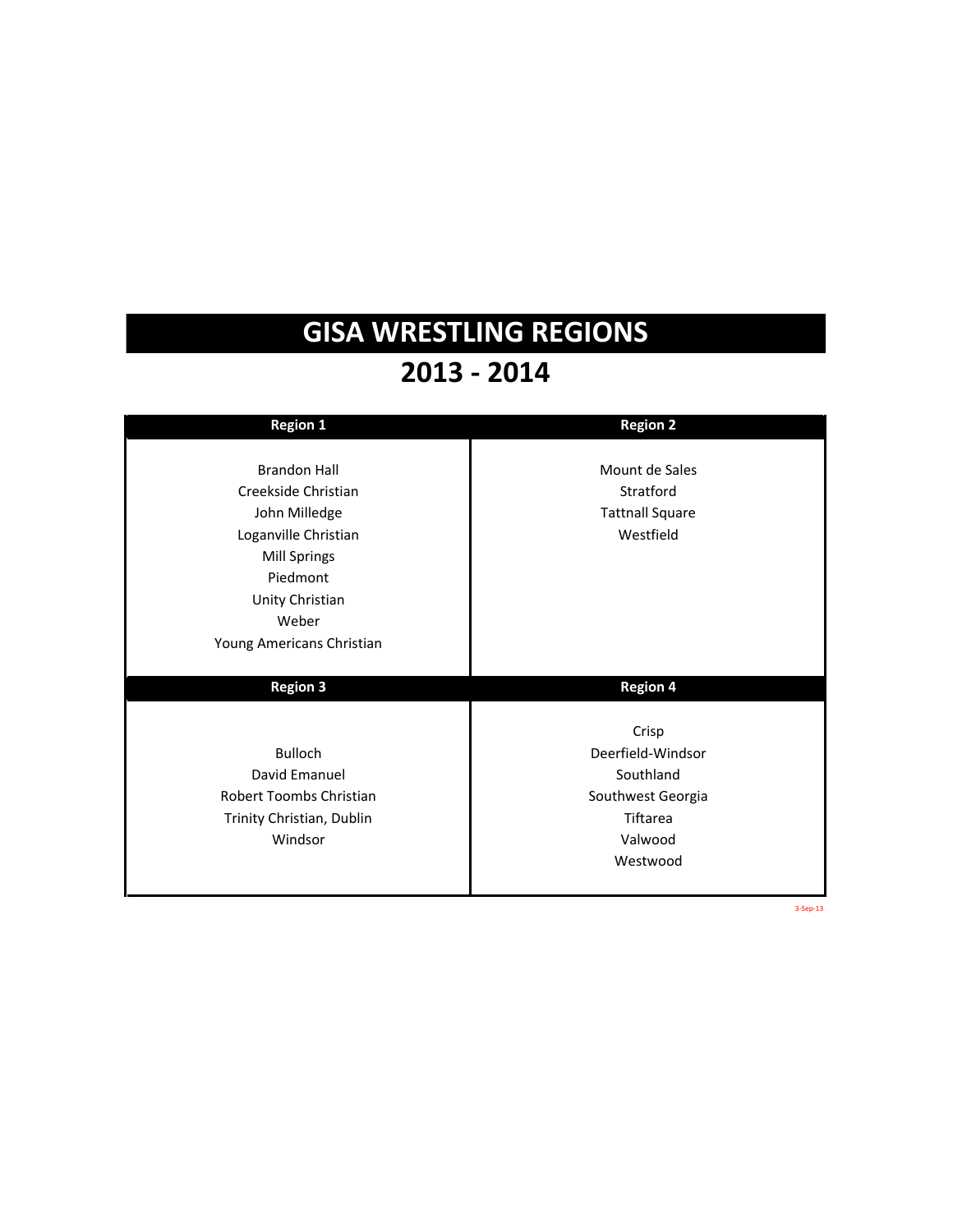# GISA WRESTLING REGIONS

## 2013 - 2014

| Region 1 | Region 2 |
|---|---|
| Brandon Hall | Mount de Sales |
| Creekside Christian | Stratford |
| John Milledge | Tattnall Square |
| Loganville Christian | Westfield |
| Mill Springs | |
| Piedmont | |
| Unity Christian | |
| Weber | |
| Young Americans Christian | |

| Region 3 | Region 4 |
|---|---|
| Bulloch | Crisp |
| David Emanuel | Deerfield-Windsor |
| Robert Toombs Christian | Southland |
| Trinity Christian, Dublin | Southwest Georgia |
| Windsor | Tiftarea |
| | Valwood |
| | Westwood |

3-Sep-13